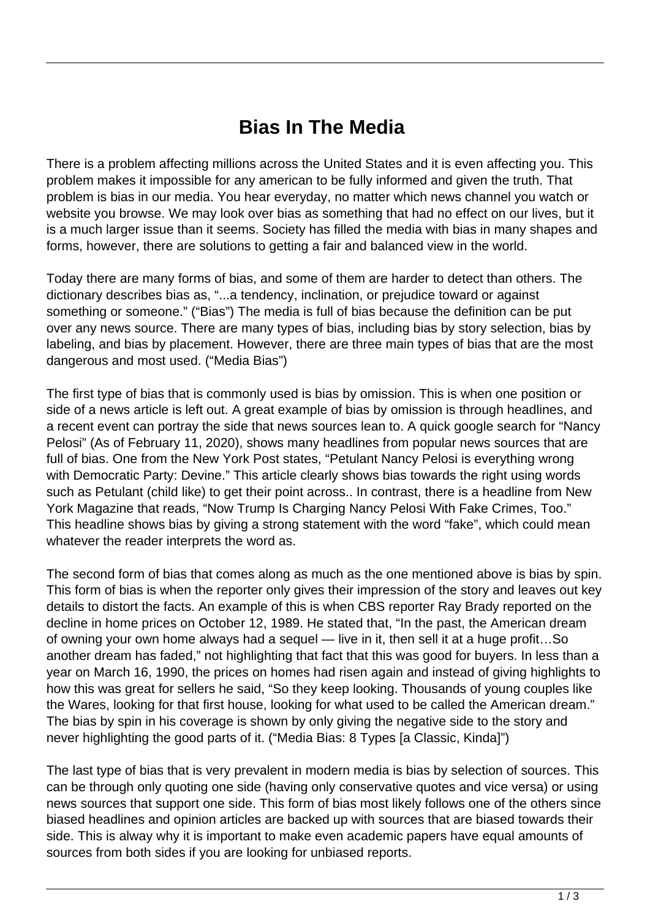# Bias In The Media

There is a problem affecting millions across the United States and it is even affecting you. This problem makes it impossible for any american to be fully informed and given the truth. That problem is bias in our media. You hear everyday, no matter which news channel you watch or website you browse. We may look over bias as something that had no effect on our lives, but it is a much larger issue than it seems. Society has filled the media with bias in many shapes and forms, however, there are solutions to getting a fair and balanced view in the world.

Today there are many forms of bias, and some of them are harder to detect than others. The dictionary describes bias as, "...a tendency, inclination, or prejudice toward or against something or someone." ("Bias") The media is full of bias because the definition can be put over any news source. There are many types of bias, including bias by story selection, bias by labeling, and bias by placement. However, there are three main types of bias that are the most dangerous and most used. ("Media Bias")

The first type of bias that is commonly used is bias by omission. This is when one position or side of a news article is left out. A great example of bias by omission is through headlines, and a recent event can portray the side that news sources lean to. A quick google search for "Nancy Pelosi" (As of February 11, 2020), shows many headlines from popular news sources that are full of bias. One from the New York Post states, "Petulant Nancy Pelosi is everything wrong with Democratic Party: Devine." This article clearly shows bias towards the right using words such as Petulant (child like) to get their point across.. In contrast, there is a headline from New York Magazine that reads, "Now Trump Is Charging Nancy Pelosi With Fake Crimes, Too." This headline shows bias by giving a strong statement with the word "fake", which could mean whatever the reader interprets the word as.

The second form of bias that comes along as much as the one mentioned above is bias by spin. This form of bias is when the reporter only gives their impression of the story and leaves out key details to distort the facts. An example of this is when CBS reporter Ray Brady reported on the decline in home prices on October 12, 1989. He stated that, "In the past, the American dream of owning your own home always had a sequel — live in it, then sell it at a huge profit…So another dream has faded," not highlighting that fact that this was good for buyers. In less than a year on March 16, 1990, the prices on homes had risen again and instead of giving highlights to how this was great for sellers he said, "So they keep looking. Thousands of young couples like the Wares, looking for that first house, looking for what used to be called the American dream." The bias by spin in his coverage is shown by only giving the negative side to the story and never highlighting the good parts of it. ("Media Bias: 8 Types [a Classic, Kinda]")

The last type of bias that is very prevalent in modern media is bias by selection of sources. This can be through only quoting one side (having only conservative quotes and vice versa) or using news sources that support one side. This form of bias most likely follows one of the others since biased headlines and opinion articles are backed up with sources that are biased towards their side. This is alway why it is important to make even academic papers have equal amounts of sources from both sides if you are looking for unbiased reports.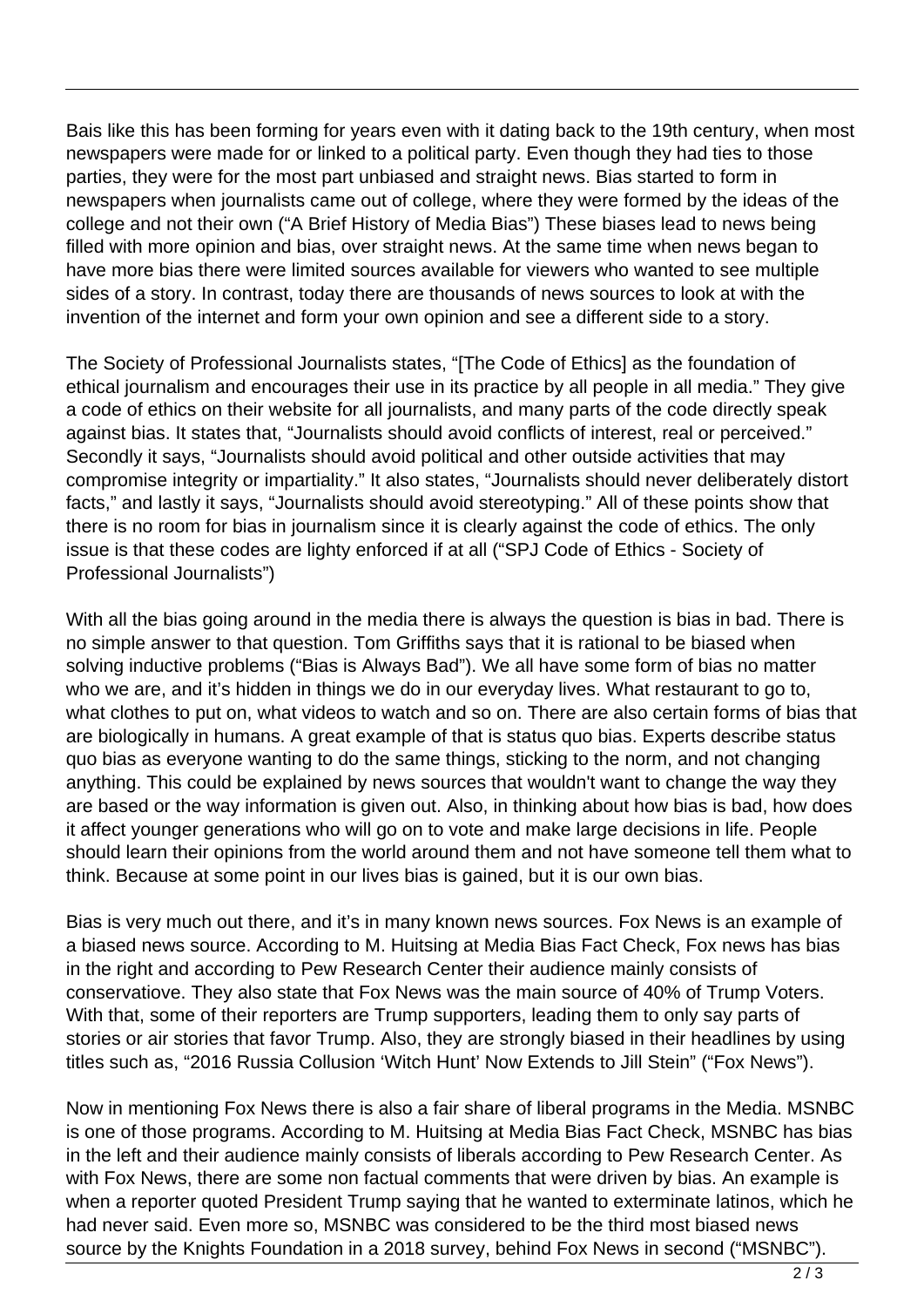Bais like this has been forming for years even with it dating back to the 19th century, when most newspapers were made for or linked to a political party. Even though they had ties to those parties, they were for the most part unbiased and straight news. Bias started to form in newspapers when journalists came out of college, where they were formed by the ideas of the college and not their own ("A Brief History of Media Bias") These biases lead to news being filled with more opinion and bias, over straight news. At the same time when news began to have more bias there were limited sources available for viewers who wanted to see multiple sides of a story. In contrast, today there are thousands of news sources to look at with the invention of the internet and form your own opinion and see a different side to a story.

The Society of Professional Journalists states, "[The Code of Ethics] as the foundation of ethical journalism and encourages their use in its practice by all people in all media." They give a code of ethics on their website for all journalists, and many parts of the code directly speak against bias. It states that, "Journalists should avoid conflicts of interest, real or perceived." Secondly it says, "Journalists should avoid political and other outside activities that may compromise integrity or impartiality." It also states, "Journalists should never deliberately distort facts," and lastly it says, "Journalists should avoid stereotyping." All of these points show that there is no room for bias in journalism since it is clearly against the code of ethics. The only issue is that these codes are lighty enforced if at all ("SPJ Code of Ethics - Society of Professional Journalists")

With all the bias going around in the media there is always the question is bias in bad. There is no simple answer to that question. Tom Griffiths says that it is rational to be biased when solving inductive problems ("Bias is Always Bad"). We all have some form of bias no matter who we are, and it's hidden in things we do in our everyday lives. What restaurant to go to, what clothes to put on, what videos to watch and so on. There are also certain forms of bias that are biologically in humans. A great example of that is status quo bias. Experts describe status quo bias as everyone wanting to do the same things, sticking to the norm, and not changing anything. This could be explained by news sources that wouldn't want to change the way they are based or the way information is given out. Also, in thinking about how bias is bad, how does it affect younger generations who will go on to vote and make large decisions in life. People should learn their opinions from the world around them and not have someone tell them what to think. Because at some point in our lives bias is gained, but it is our own bias.

Bias is very much out there, and it's in many known news sources. Fox News is an example of a biased news source. According to M. Huitsing at Media Bias Fact Check, Fox news has bias in the right and according to Pew Research Center their audience mainly consists of conservatiove. They also state that Fox News was the main source of 40% of Trump Voters. With that, some of their reporters are Trump supporters, leading them to only say parts of stories or air stories that favor Trump. Also, they are strongly biased in their headlines by using titles such as, "2016 Russia Collusion 'Witch Hunt' Now Extends to Jill Stein" ("Fox News").

Now in mentioning Fox News there is also a fair share of liberal programs in the Media. MSNBC is one of those programs. According to M. Huitsing at Media Bias Fact Check, MSNBC has bias in the left and their audience mainly consists of liberals according to Pew Research Center. As with Fox News, there are some non factual comments that were driven by bias. An example is when a reporter quoted President Trump saying that he wanted to exterminate latinos, which he had never said. Even more so, MSNBC was considered to be the third most biased news source by the Knights Foundation in a 2018 survey, behind Fox News in second ("MSNBC").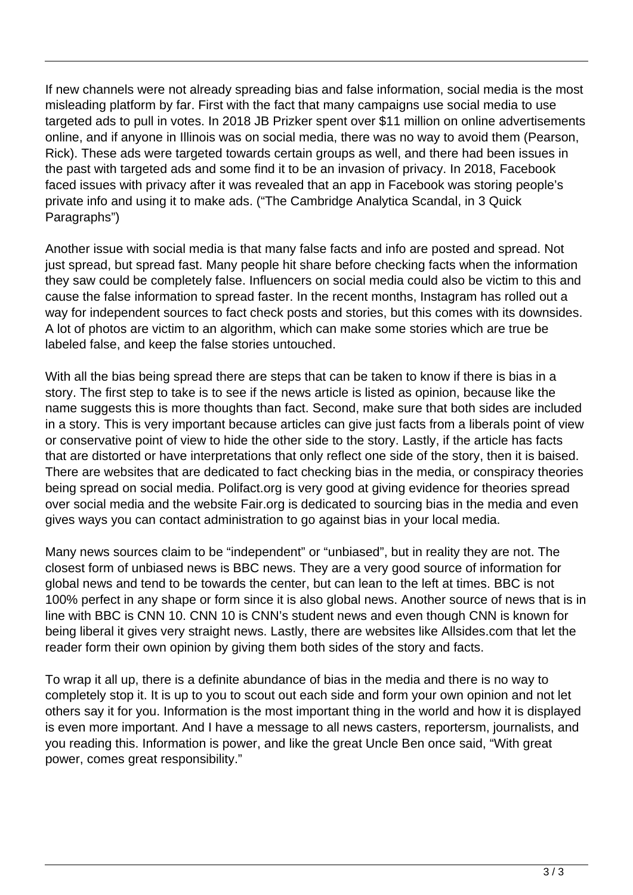If new channels were not already spreading bias and false information, social media is the most misleading platform by far. First with the fact that many campaigns use social media to use targeted ads to pull in votes. In 2018 JB Prizker spent over $11 million on online advertisements online, and if anyone in Illinois was on social media, there was no way to avoid them (Pearson, Rick). These ads were targeted towards certain groups as well, and there had been issues in the past with targeted ads and some find it to be an invasion of privacy. In 2018, Facebook faced issues with privacy after it was revealed that an app in Facebook was storing people's private info and using it to make ads. ("The Cambridge Analytica Scandal, in 3 Quick Paragraphs")

Another issue with social media is that many false facts and info are posted and spread. Not just spread, but spread fast. Many people hit share before checking facts when the information they saw could be completely false. Influencers on social media could also be victim to this and cause the false information to spread faster. In the recent months, Instagram has rolled out a way for independent sources to fact check posts and stories, but this comes with its downsides. A lot of photos are victim to an algorithm, which can make some stories which are true be labeled false, and keep the false stories untouched.

With all the bias being spread there are steps that can be taken to know if there is bias in a story. The first step to take is to see if the news article is listed as opinion, because like the name suggests this is more thoughts than fact. Second, make sure that both sides are included in a story. This is very important because articles can give just facts from a liberals point of view or conservative point of view to hide the other side to the story. Lastly, if the article has facts that are distorted or have interpretations that only reflect one side of the story, then it is baised. There are websites that are dedicated to fact checking bias in the media, or conspiracy theories being spread on social media. Polifact.org is very good at giving evidence for theories spread over social media and the website Fair.org is dedicated to sourcing bias in the media and even gives ways you can contact administration to go against bias in your local media.

Many news sources claim to be "independent" or "unbiased", but in reality they are not. The closest form of unbiased news is BBC news. They are a very good source of information for global news and tend to be towards the center, but can lean to the left at times. BBC is not 100% perfect in any shape or form since it is also global news. Another source of news that is in line with BBC is CNN 10. CNN 10 is CNN's student news and even though CNN is known for being liberal it gives very straight news. Lastly, there are websites like Allsides.com that let the reader form their own opinion by giving them both sides of the story and facts.

To wrap it all up, there is a definite abundance of bias in the media and there is no way to completely stop it. It is up to you to scout out each side and form your own opinion and not let others say it for you. Information is the most important thing in the world and how it is displayed is even more important. And I have a message to all news casters, reportersm, journalists, and you reading this. Information is power, and like the great Uncle Ben once said, "With great power, comes great responsibility."